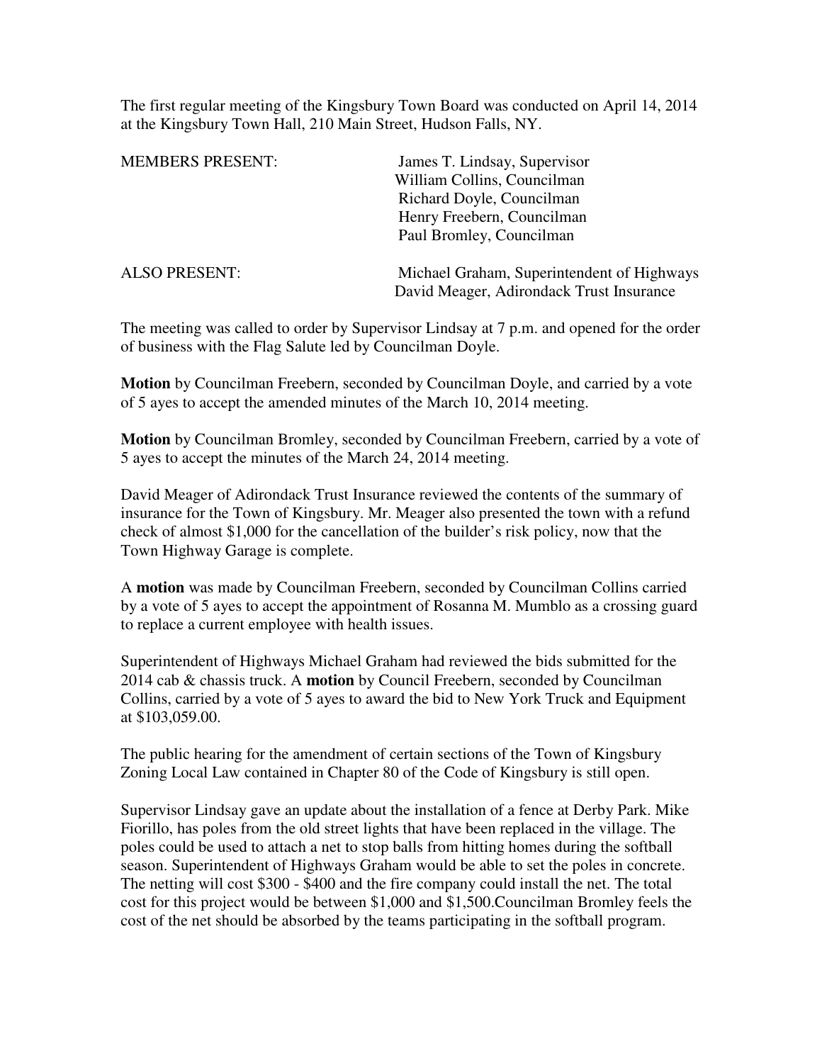The first regular meeting of the Kingsbury Town Board was conducted on April 14, 2014 at the Kingsbury Town Hall, 210 Main Street, Hudson Falls, NY.

| | |
|---|---|
| MEMBERS PRESENT: | James T. Lindsay, Supervisor |
| | William Collins, Councilman |
| | Richard Doyle, Councilman |
| | Henry Freebern, Councilman |
| | Paul Bromley, Councilman |
| ALSO PRESENT: | Michael Graham, Superintendent of Highways |
| | David Meager, Adirondack Trust Insurance |

The meeting was called to order by Supervisor Lindsay at 7 p.m. and opened for the order of business with the Flag Salute led by Councilman Doyle.

**Motion** by Councilman Freebern, seconded by Councilman Doyle, and carried by a vote of 5 ayes to accept the amended minutes of the March 10, 2014 meeting.

**Motion** by Councilman Bromley, seconded by Councilman Freebern, carried by a vote of 5 ayes to accept the minutes of the March 24, 2014 meeting.

David Meager of Adirondack Trust Insurance reviewed the contents of the summary of insurance for the Town of Kingsbury. Mr. Meager also presented the town with a refund check of almost $1,000 for the cancellation of the builder's risk policy, now that the Town Highway Garage is complete.

A **motion** was made by Councilman Freebern, seconded by Councilman Collins carried by a vote of 5 ayes to accept the appointment of Rosanna M. Mumblo as a crossing guard to replace a current employee with health issues.

Superintendent of Highways Michael Graham had reviewed the bids submitted for the 2014 cab & chassis truck. A **motion** by Council Freebern, seconded by Councilman Collins, carried by a vote of 5 ayes to award the bid to New York Truck and Equipment at $103,059.00.

The public hearing for the amendment of certain sections of the Town of Kingsbury Zoning Local Law contained in Chapter 80 of the Code of Kingsbury is still open.

Supervisor Lindsay gave an update about the installation of a fence at Derby Park. Mike Fiorillo, has poles from the old street lights that have been replaced in the village. The poles could be used to attach a net to stop balls from hitting homes during the softball season. Superintendent of Highways Graham would be able to set the poles in concrete. The netting will cost $300 - $400 and the fire company could install the net. The total cost for this project would be between $1,000 and $1,500.Councilman Bromley feels the cost of the net should be absorbed by the teams participating in the softball program.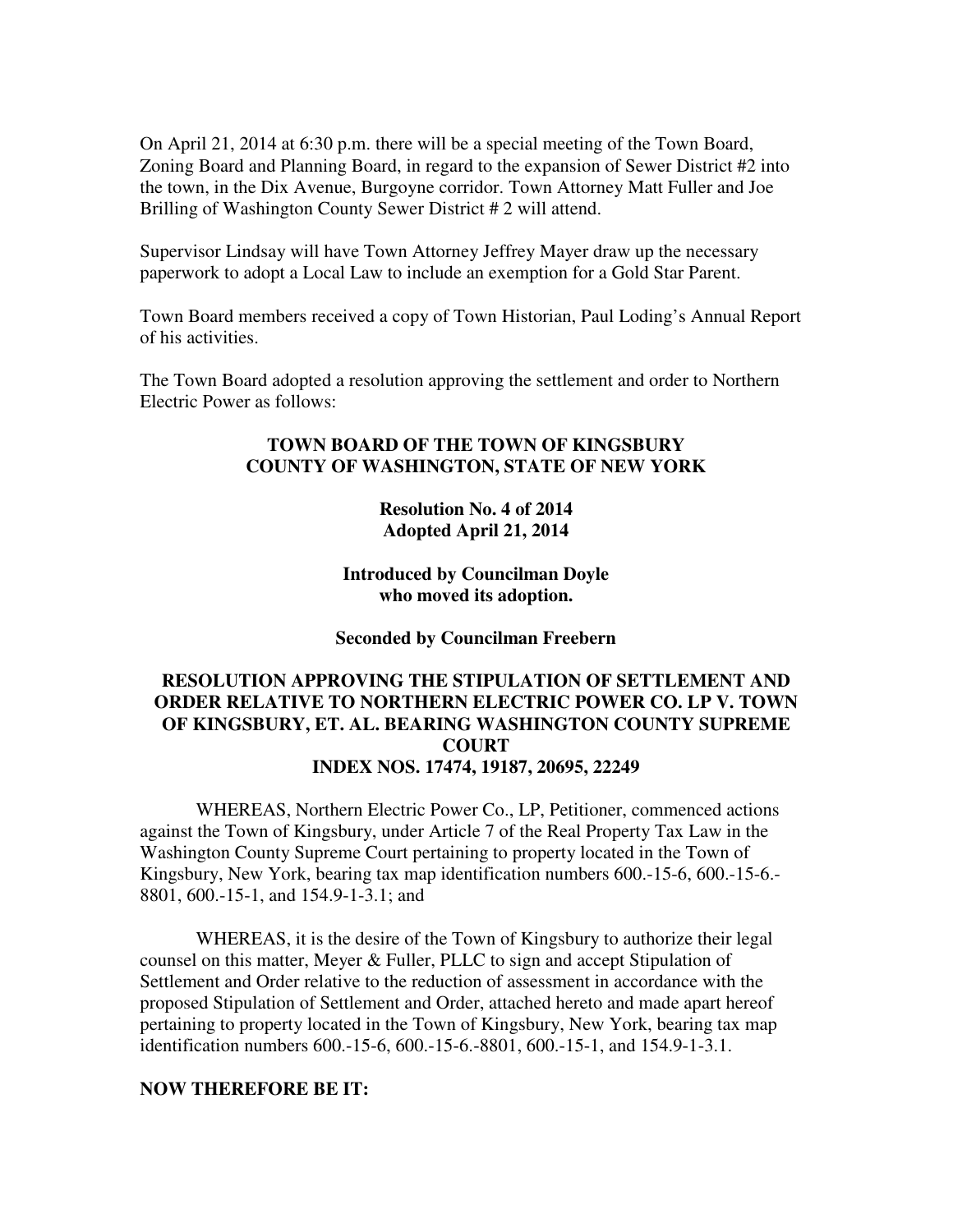On April 21, 2014 at 6:30 p.m. there will be a special meeting of the Town Board, Zoning Board and Planning Board, in regard to the expansion of Sewer District #2 into the town, in the Dix Avenue, Burgoyne corridor. Town Attorney Matt Fuller and Joe Brilling of Washington County Sewer District # 2 will attend.

Supervisor Lindsay will have Town Attorney Jeffrey Mayer draw up the necessary paperwork to adopt a Local Law to include an exemption for a Gold Star Parent.

Town Board members received a copy of Town Historian, Paul Loding's Annual Report of his activities.

The Town Board adopted a resolution approving the settlement and order to Northern Electric Power as follows:

**TOWN BOARD OF THE TOWN OF KINGSBURY**
**COUNTY OF WASHINGTON, STATE OF NEW YORK**

**Resolution No. 4 of 2014**
**Adopted April 21, 2014**

**Introduced by Councilman Doyle**
**who moved its adoption.**

**Seconded by Councilman Freebern**

**RESOLUTION APPROVING THE STIPULATION OF SETTLEMENT AND ORDER RELATIVE TO NORTHERN ELECTRIC POWER CO. LP V. TOWN OF KINGSBURY, ET. AL. BEARING WASHINGTON COUNTY SUPREME COURT**
**INDEX NOS. 17474, 19187, 20695, 22249**

WHEREAS, Northern Electric Power Co., LP, Petitioner, commenced actions against the Town of Kingsbury, under Article 7 of the Real Property Tax Law in the Washington County Supreme Court pertaining to property located in the Town of Kingsbury, New York, bearing tax map identification numbers 600.-15-6, 600.-15-6.-8801, 600.-15-1, and 154.9-1-3.1; and

WHEREAS, it is the desire of the Town of Kingsbury to authorize their legal counsel on this matter, Meyer & Fuller, PLLC to sign and accept Stipulation of Settlement and Order relative to the reduction of assessment in accordance with the proposed Stipulation of Settlement and Order, attached hereto and made apart hereof pertaining to property located in the Town of Kingsbury, New York, bearing tax map identification numbers 600.-15-6, 600.-15-6.-8801, 600.-15-1, and 154.9-1-3.1.

**NOW THEREFORE BE IT:**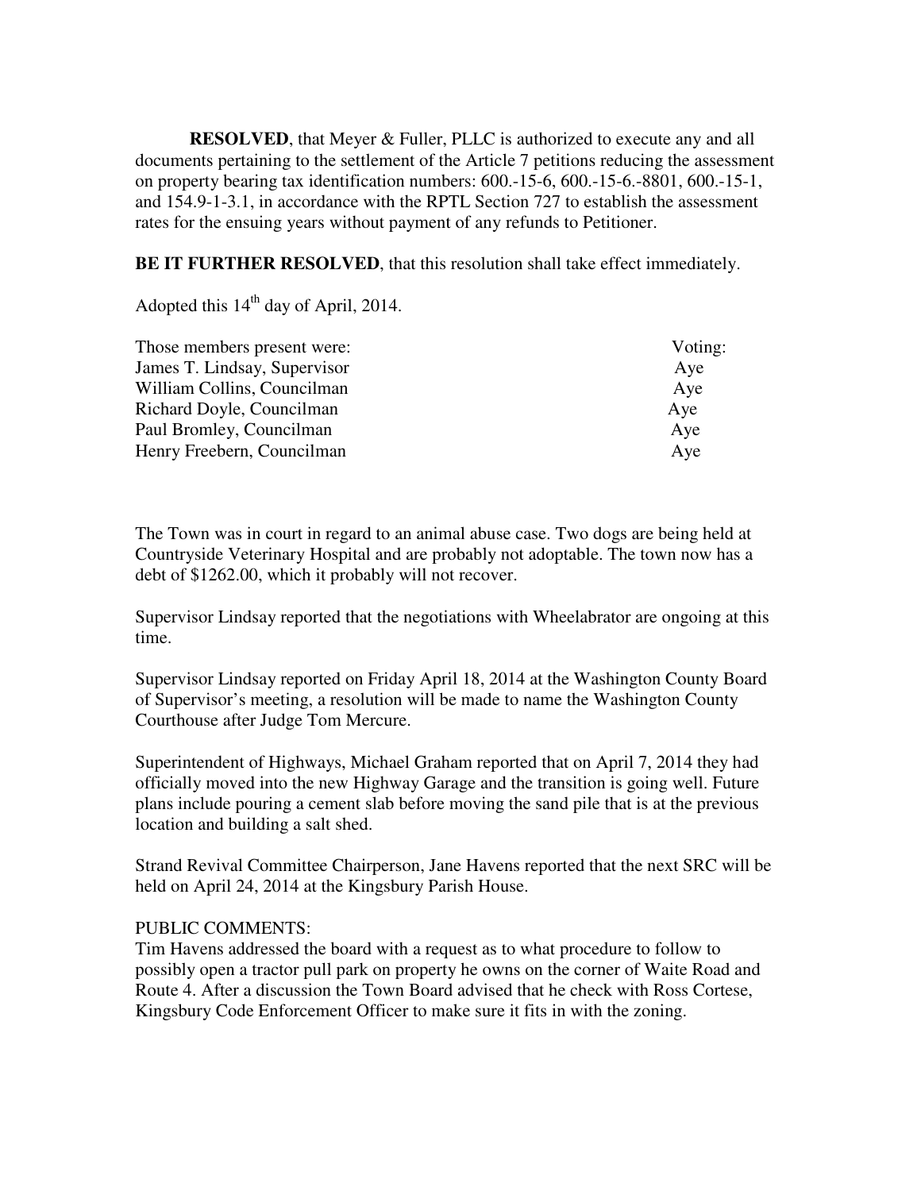**RESOLVED**, that Meyer & Fuller, PLLC is authorized to execute any and all documents pertaining to the settlement of the Article 7 petitions reducing the assessment on property bearing tax identification numbers: 600.-15-6, 600.-15-6.-8801, 600.-15-1, and 154.9-1-3.1, in accordance with the RPTL Section 727 to establish the assessment rates for the ensuing years without payment of any refunds to Petitioner.

**BE IT FURTHER RESOLVED**, that this resolution shall take effect immediately.

Adopted this 14th day of April, 2014.

| Those members present were: | Voting: |
|---|---|
| James T. Lindsay, Supervisor | Aye |
| William Collins, Councilman | Aye |
| Richard Doyle, Councilman | Aye |
| Paul Bromley, Councilman | Aye |
| Henry Freebern, Councilman | Aye |

The Town was in court in regard to an animal abuse case. Two dogs are being held at Countryside Veterinary Hospital and are probably not adoptable. The town now has a debt of $1262.00, which it probably will not recover.

Supervisor Lindsay reported that the negotiations with Wheelabrator are ongoing at this time.

Supervisor Lindsay reported on Friday April 18, 2014 at the Washington County Board of Supervisor's meeting, a resolution will be made to name the Washington County Courthouse after Judge Tom Mercure.

Superintendent of Highways, Michael Graham reported that on April 7, 2014 they had officially moved into the new Highway Garage and the transition is going well. Future plans include pouring a cement slab before moving the sand pile that is at the previous location and building a salt shed.

Strand Revival Committee Chairperson, Jane Havens reported that the next SRC will be held on April 24, 2014 at the Kingsbury Parish House.

PUBLIC COMMENTS:
Tim Havens addressed the board with a request as to what procedure to follow to possibly open a tractor pull park on property he owns on the corner of Waite Road and Route 4. After a discussion the Town Board advised that he check with Ross Cortese, Kingsbury Code Enforcement Officer to make sure it fits in with the zoning.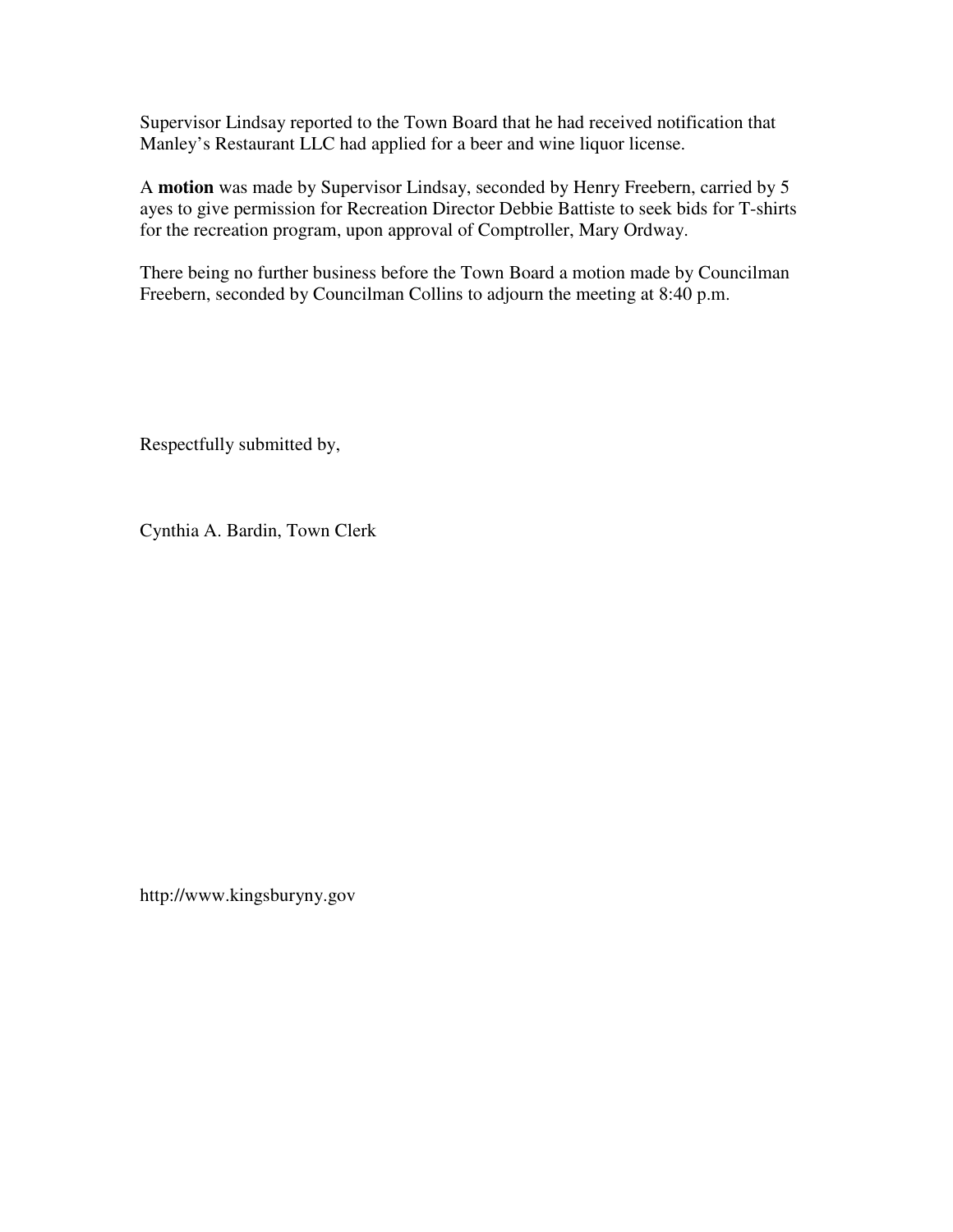Supervisor Lindsay reported to the Town Board that he had received notification that Manley's Restaurant LLC had applied for a beer and wine liquor license.

A **motion** was made by Supervisor Lindsay, seconded by Henry Freebern, carried by 5 ayes to give permission for Recreation Director Debbie Battiste to seek bids for T-shirts for the recreation program, upon approval of Comptroller, Mary Ordway.

There being no further business before the Town Board a motion made by Councilman Freebern, seconded by Councilman Collins to adjourn the meeting at 8:40 p.m.

Respectfully submitted by,

Cynthia A. Bardin, Town Clerk

http://www.kingsburyny.gov